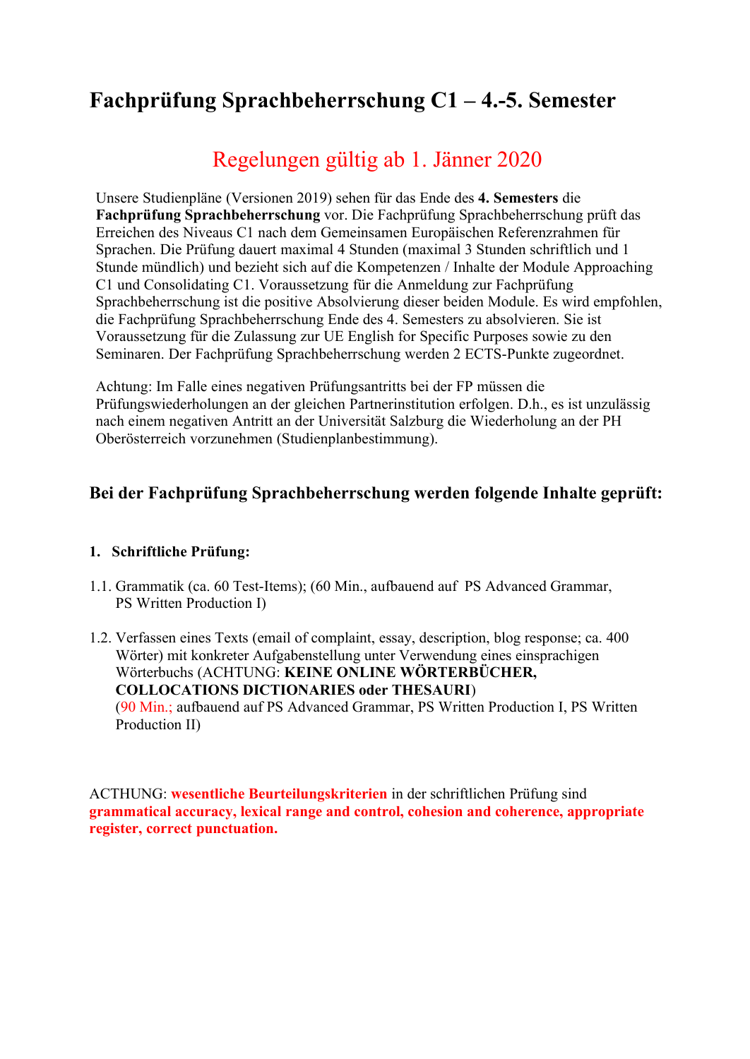# Fachprüfung Sprachbeherrschung C1 – 4.-5. Semester

## Regelungen gültig ab 1. Jänner 2020

Unsere Studienpläne (Versionen 2019) sehen für das Ende des **4. Semesters** die **Fachprüfung Sprachbeherrschung** vor. Die Fachprüfung Sprachbeherrschung prüft das Erreichen des Niveaus C1 nach dem Gemeinsamen Europäischen Referenzrahmen für Sprachen. Die Prüfung dauert maximal 4 Stunden (maximal 3 Stunden schriftlich und 1 Stunde mündlich) und bezieht sich auf die Kompetenzen / Inhalte der Module Approaching C1 und Consolidating C1. Voraussetzung für die Anmeldung zur Fachprüfung Sprachbeherrschung ist die positive Absolvierung dieser beiden Module. Es wird empfohlen, die Fachprüfung Sprachbeherrschung Ende des 4. Semesters zu absolvieren. Sie ist Voraussetzung für die Zulassung zur UE English for Specific Purposes sowie zu den Seminaren. Der Fachprüfung Sprachbeherrschung werden 2 ECTS-Punkte zugeordnet.

Achtung: Im Falle eines negativen Prüfungsantritts bei der FP müssen die Prüfungswiederholungen an der gleichen Partnerinstitution erfolgen. D.h., es ist unzulässig nach einem negativen Antritt an der Universität Salzburg die Wiederholung an der PH Oberösterreich vorzunehmen (Studienplanbestimmung).

## Bei der Fachprüfung Sprachbeherrschung werden folgende Inhalte geprüft:

### 1. Schriftliche Prüfung:

1.1. Grammatik (ca. 60 Test-Items); (60 Min., aufbauend auf PS Advanced Grammar, PS Written Production I)

1.2. Verfassen eines Texts (email of complaint, essay, description, blog response; ca. 400 Wörter) mit konkreter Aufgabenstellung unter Verwendung eines einsprachigen Wörterbuchs (ACHTUNG: **KEINE ONLINE WÖRTERBÜCHER, COLLOCATIONS DICTIONARIES oder THESAURI**) (90 Min.; aufbauend auf PS Advanced Grammar, PS Written Production I, PS Written Production II)

ACTHUNG: **wesentliche Beurteilungskriterien** in der schriftlichen Prüfung sind **grammatical accuracy, lexical range and control, cohesion and coherence, appropriate register, correct punctuation.**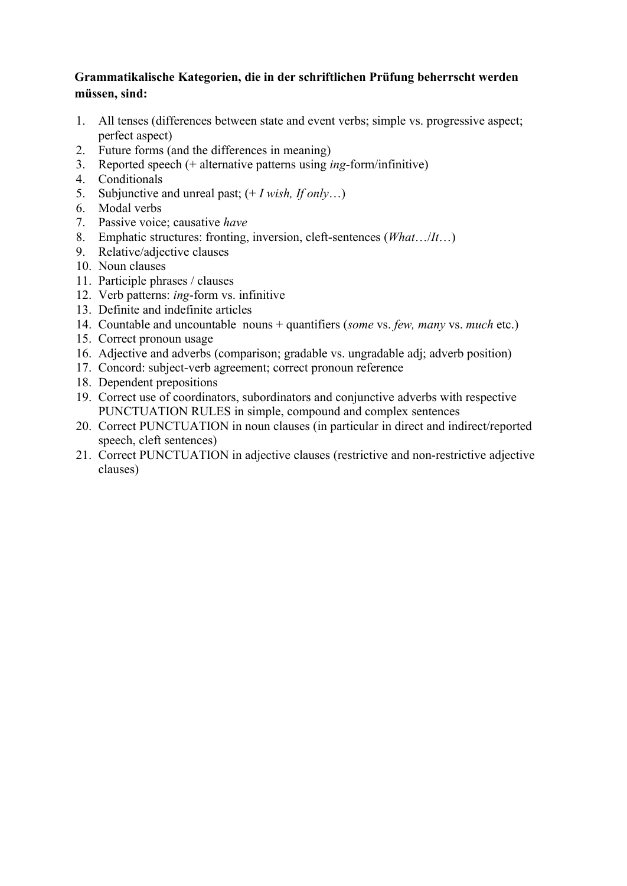**Grammatikalische Kategorien, die in der schriftlichen Prüfung beherrscht werden müssen, sind:**

1. All tenses (differences between state and event verbs; simple vs. progressive aspect; perfect aspect)
2. Future forms (and the differences in meaning)
3. Reported speech (+ alternative patterns using *ing*-form/infinitive)
4. Conditionals
5. Subjunctive and unreal past; (+ *I wish, If only*…)
6. Modal verbs
7. Passive voice; causative *have*
8. Emphatic structures: fronting, inversion, cleft-sentences (*What*…/*It*…)
9. Relative/adjective clauses
10. Noun clauses
11. Participle phrases / clauses
12. Verb patterns: *ing*-form vs. infinitive
13. Definite and indefinite articles
14. Countable and uncountable nouns + quantifiers (*some* vs. *few, many* vs. *much* etc.)
15. Correct pronoun usage
16. Adjective and adverbs (comparison; gradable vs. ungradable adj; adverb position)
17. Concord: subject-verb agreement; correct pronoun reference
18. Dependent prepositions
19. Correct use of coordinators, subordinators and conjunctive adverbs with respective PUNCTUATION RULES in simple, compound and complex sentences
20. Correct PUNCTUATION in noun clauses (in particular in direct and indirect/reported speech, cleft sentences)
21. Correct PUNCTUATION in adjective clauses (restrictive and non-restrictive adjective clauses)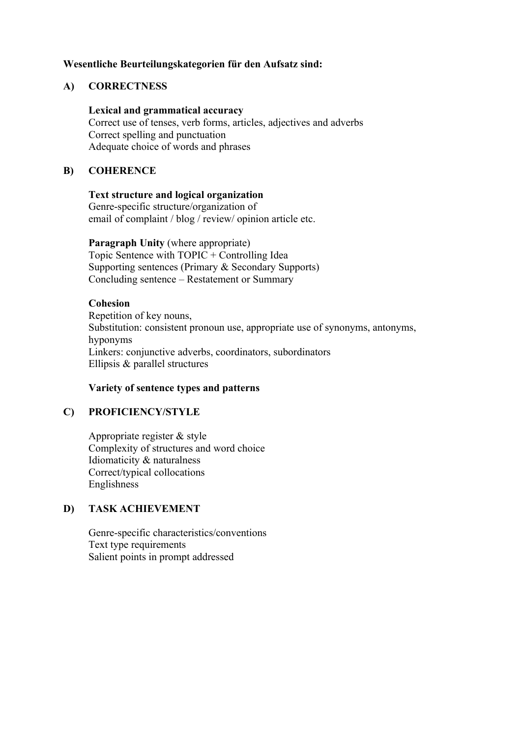**Wesentliche Beurteilungskategorien für den Aufsatz sind:**

## A) CORRECTNESS

**Lexical and grammatical accuracy**
Correct use of tenses, verb forms, articles, adjectives and adverbs
Correct spelling and punctuation
Adequate choice of words and phrases

## B) COHERENCE

**Text structure and logical organization**
Genre-specific structure/organization of
email of complaint / blog / review/ opinion article etc.

**Paragraph Unity** (where appropriate)
Topic Sentence with TOPIC + Controlling Idea
Supporting sentences (Primary & Secondary Supports)
Concluding sentence – Restatement or Summary

**Cohesion**
Repetition of key nouns,
Substitution: consistent pronoun use, appropriate use of synonyms, antonyms, hyponyms
Linkers: conjunctive adverbs, coordinators, subordinators
Ellipsis & parallel structures

**Variety of sentence types and patterns**

## C) PROFICIENCY/STYLE

Appropriate register & style
Complexity of structures and word choice
Idiomaticity & naturalness
Correct/typical collocations
Englishness

## D) TASK ACHIEVEMENT

Genre-specific characteristics/conventions
Text type requirements
Salient points in prompt addressed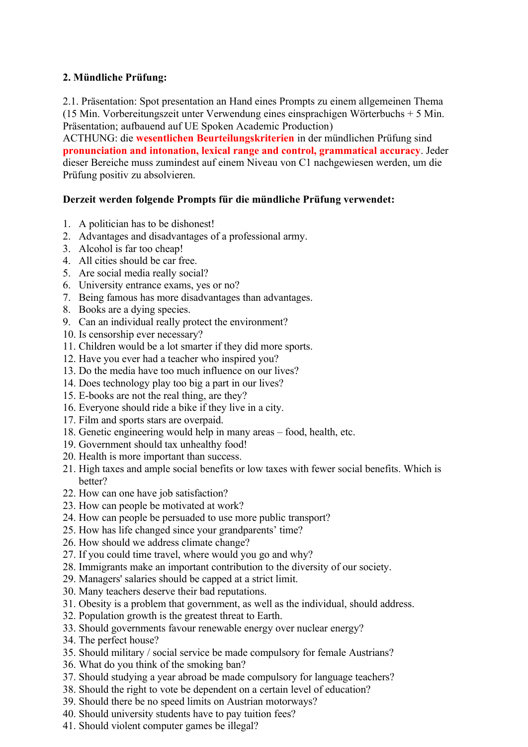**2. Mündliche Prüfung:**

2.1. Präsentation: Spot presentation an Hand eines Prompts zu einem allgemeinen Thema (15 Min. Vorbereitungszeit unter Verwendung eines einsprachigen Wörterbuchs + 5 Min. Präsentation; aufbauend auf UE Spoken Academic Production)
ACTHUNG: die **wesentlichen Beurteilungskriterien** in der mündlichen Prüfung sind **pronunciation and intonation, lexical range and control, grammatical accuracy**. Jeder dieser Bereiche muss zumindest auf einem Niveau von C1 nachgewiesen werden, um die Prüfung positiv zu absolvieren.

**Derzeit werden folgende Prompts für die mündliche Prüfung verwendet:**

1. A politician has to be dishonest!
2. Advantages and disadvantages of a professional army.
3. Alcohol is far too cheap!
4. All cities should be car free.
5. Are social media really social?
6. University entrance exams, yes or no?
7. Being famous has more disadvantages than advantages.
8. Books are a dying species.
9. Can an individual really protect the environment?
10. Is censorship ever necessary?
11. Children would be a lot smarter if they did more sports.
12. Have you ever had a teacher who inspired you?
13. Do the media have too much influence on our lives?
14. Does technology play too big a part in our lives?
15. E-books are not the real thing, are they?
16. Everyone should ride a bike if they live in a city.
17. Film and sports stars are overpaid.
18. Genetic engineering would help in many areas – food, health, etc.
19. Government should tax unhealthy food!
20. Health is more important than success.
21. High taxes and ample social benefits or low taxes with fewer social benefits. Which is better?
22. How can one have job satisfaction?
23. How can people be motivated at work?
24. How can people be persuaded to use more public transport?
25. How has life changed since your grandparents' time?
26. How should we address climate change?
27. If you could time travel, where would you go and why?
28. Immigrants make an important contribution to the diversity of our society.
29. Managers' salaries should be capped at a strict limit.
30. Many teachers deserve their bad reputations.
31. Obesity is a problem that government, as well as the individual, should address.
32. Population growth is the greatest threat to Earth.
33. Should governments favour renewable energy over nuclear energy?
34. The perfect house?
35. Should military / social service be made compulsory for female Austrians?
36. What do you think of the smoking ban?
37. Should studying a year abroad be made compulsory for language teachers?
38. Should the right to vote be dependent on a certain level of education?
39. Should there be no speed limits on Austrian motorways?
40. Should university students have to pay tuition fees?
41. Should violent computer games be illegal?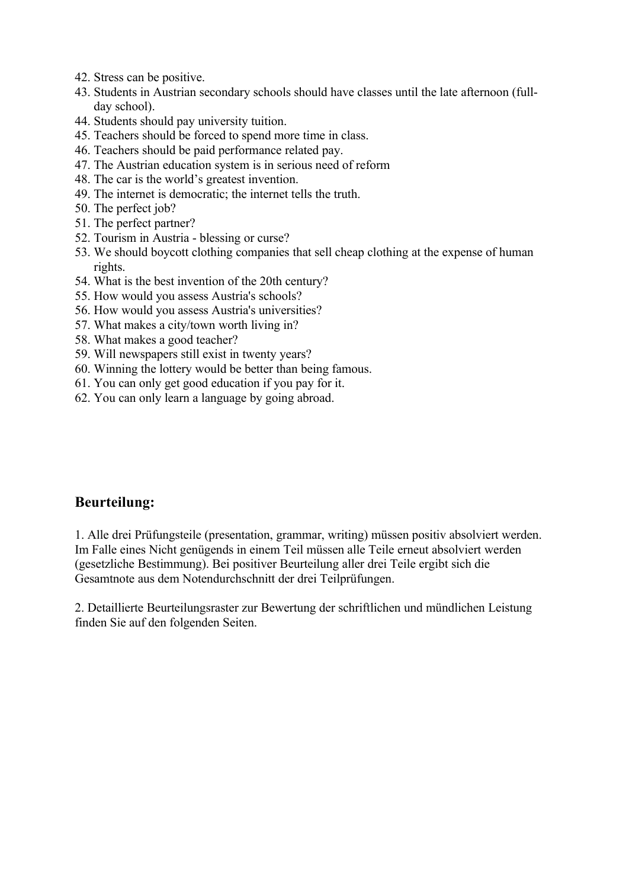42. Stress can be positive.
43. Students in Austrian secondary schools should have classes until the late afternoon (full-day school).
44. Students should pay university tuition.
45. Teachers should be forced to spend more time in class.
46. Teachers should be paid performance related pay.
47. The Austrian education system is in serious need of reform
48. The car is the world's greatest invention.
49. The internet is democratic; the internet tells the truth.
50. The perfect job?
51. The perfect partner?
52. Tourism in Austria - blessing or curse?
53. We should boycott clothing companies that sell cheap clothing at the expense of human rights.
54. What is the best invention of the 20th century?
55. How would you assess Austria's schools?
56. How would you assess Austria's universities?
57. What makes a city/town worth living in?
58. What makes a good teacher?
59. Will newspapers still exist in twenty years?
60. Winning the lottery would be better than being famous.
61. You can only get good education if you pay for it.
62. You can only learn a language by going abroad.

## Beurteilung:

1. Alle drei Prüfungsteile (presentation, grammar, writing) müssen positiv absolviert werden. Im Falle eines Nicht genügends in einem Teil müssen alle Teile erneut absolviert werden (gesetzliche Bestimmung). Bei positiver Beurteilung aller drei Teile ergibt sich die Gesamtnote aus dem Notendurchschnitt der drei Teilprüfungen.

2. Detaillierte Beurteilungsraster zur Bewertung der schriftlichen und mündlichen Leistung finden Sie auf den folgenden Seiten.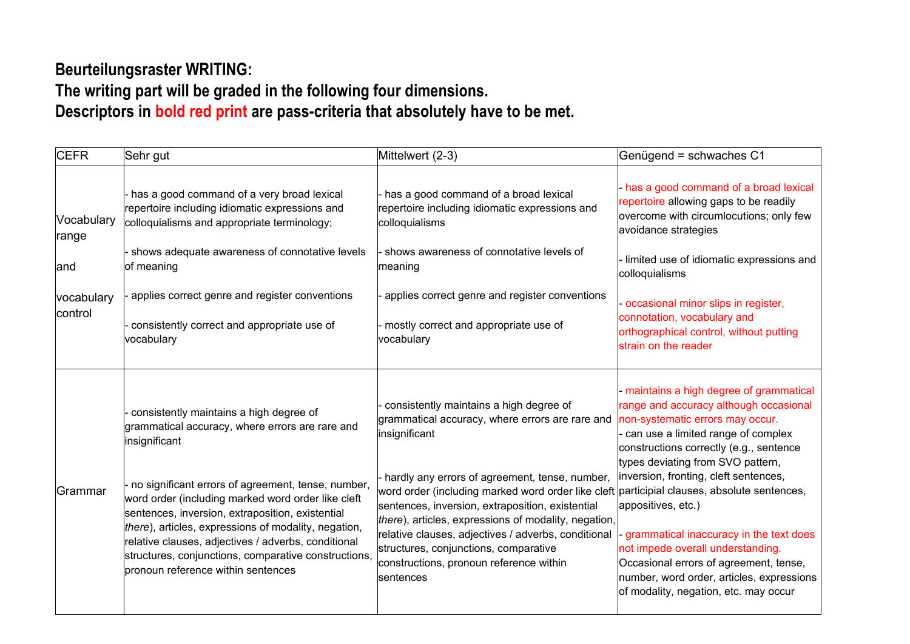**Beurteilungsraster WRITING:**
**The writing part will be graded in the following four dimensions.**
**Descriptors in bold red print are pass-criteria that absolutely have to be met.**

| CEFR | Sehr gut | Mittelwert (2-3) | Genügend = schwaches C1 |
|---|---|---|---|
| Vocabulary range and vocabulary control | - has a good command of a very broad lexical repertoire including idiomatic expressions and colloquialisms and appropriate terminology;<br><br>- shows adequate awareness of connotative levels of meaning<br><br>- applies correct genre and register conventions<br><br>- consistently correct and appropriate use of vocabulary | - has a good command of a broad lexical repertoire including idiomatic expressions and colloquialisms<br><br>- shows awareness of connotative levels of meaning<br><br>- applies correct genre and register conventions<br><br>- mostly correct and appropriate use of vocabulary | - **has a good command of a broad lexical repertoire** allowing gaps to be readily overcome with circumlocutions; only few avoidance strategies<br><br>- limited use of idiomatic expressions and colloquialisms<br><br>- **occasional minor slips in register, connotation, vocabulary and orthographical control, without putting strain on the reader** |
| Grammar | - consistently maintains a high degree of grammatical accuracy, where errors are rare and insignificant<br><br>- no significant errors of agreement, tense, number, word order (including marked word order like cleft sentences, inversion, extraposition, existential *there*), articles, expressions of modality, negation, relative clauses, adjectives / adverbs, conditional structures, conjunctions, comparative constructions, pronoun reference within sentences | - consistently maintains a high degree of grammatical accuracy, where errors are rare and insignificant<br><br>- hardly any errors of agreement, tense, number, word order (including marked word order like cleft sentences, inversion, extraposition, existential *there*), articles, expressions of modality, negation, relative clauses, adjectives / adverbs, conditional structures, conjunctions, comparative constructions, pronoun reference within sentences | - **maintains a high degree of grammatical range and accuracy although occasional non-systematic errors may occur.**<br>- can use a limited range of complex constructions correctly (e.g., sentence types deviating from SVO pattern, inversion, fronting, cleft sentences, participial clauses, absolute sentences, appositives, etc.)<br><br>- **grammatical inaccuracy in the text does not impede overall understanding.** Occasional errors of agreement, tense, number, word order, articles, expressions of modality, negation, etc. may occur |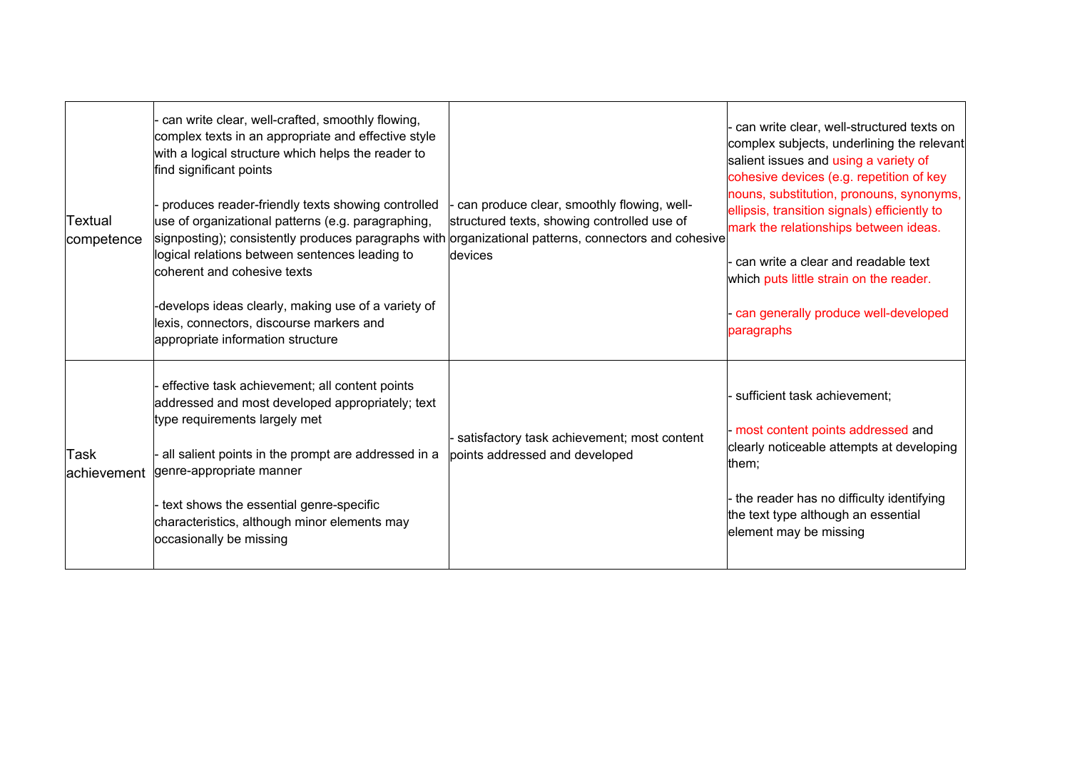| | | | |
|---|---|---|---|
| Textual competence | - can write clear, well-crafted, smoothly flowing, complex texts in an appropriate and effective style with a logical structure which helps the reader to find significant points<br><br>- produces reader-friendly texts showing controlled use of organizational patterns (e.g. paragraphing, signposting); consistently produces paragraphs with logical relations between sentences leading to coherent and cohesive texts<br><br>-develops ideas clearly, making use of a variety of lexis, connectors, discourse markers and appropriate information structure | - can produce clear, smoothly flowing, well-structured texts, showing controlled use of organizational patterns, connectors and cohesive devices | - can write clear, well-structured texts on complex subjects, underlining the relevant salient issues and using a variety of cohesive devices (e.g. repetition of key nouns, substitution, pronouns, synonyms, ellipsis, transition signals) efficiently to mark the relationships between ideas.<br><br>- can write a clear and readable text which puts little strain on the reader.<br><br>- can generally produce well-developed paragraphs |
| Task achievement | - effective task achievement; all content points addressed and most developed appropriately; text type requirements largely met<br><br>- all salient points in the prompt are addressed in a genre-appropriate manner<br><br>- text shows the essential genre-specific characteristics, although minor elements may occasionally be missing | - satisfactory task achievement; most content points addressed and developed | - sufficient task achievement;<br><br>- most content points addressed and clearly noticeable attempts at developing them;<br><br>- the reader has no difficulty identifying the text type although an essential element may be missing |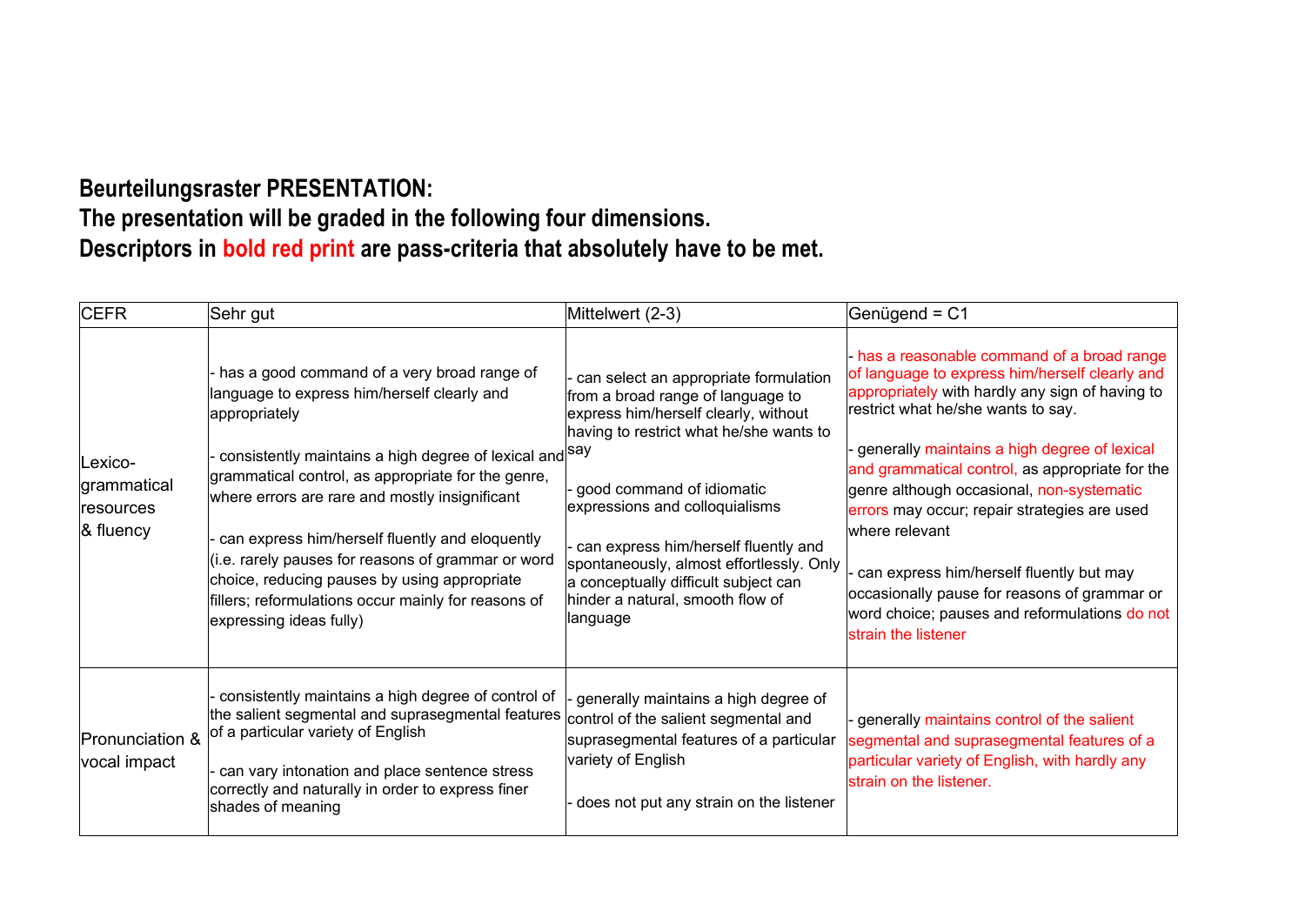**Beurteilungsraster PRESENTATION:**
**The presentation will be graded in the following four dimensions.**
**Descriptors in bold red print are pass-criteria that absolutely have to be met.**

| CEFR | Sehr gut | Mittelwert (2-3) | Genügend = C1 |
|---|---|---|---|
| Lexico-grammatical resources & fluency | - has a good command of a very broad range of language to express him/herself clearly and appropriately<br><br>- consistently maintains a high degree of lexical and grammatical control, as appropriate for the genre, where errors are rare and mostly insignificant<br><br>- can express him/herself fluently and eloquently (i.e. rarely pauses for reasons of grammar or word choice, reducing pauses by using appropriate fillers; reformulations occur mainly for reasons of expressing ideas fully) | - can select an appropriate formulation from a broad range of language to express him/herself clearly, without having to restrict what he/she wants to say<br><br>- good command of idiomatic expressions and colloquialisms<br><br>- can express him/herself fluently and spontaneously, almost effortlessly. Only a conceptually difficult subject can hinder a natural, smooth flow of language | - **has a reasonable command of a broad range of language to express him/herself clearly and appropriately** with hardly any sign of having to restrict what he/she wants to say.<br><br>- generally **maintains a high degree of lexical and grammatical control,** as appropriate for the genre although occasional, **non-systematic errors** may occur; repair strategies are used where relevant<br><br>- can express him/herself fluently but may occasionally pause for reasons of grammar or word choice; pauses and reformulations **do not strain the listener** |
| Pronunciation & vocal impact | - consistently maintains a high degree of control of the salient segmental and suprasegmental features of a particular variety of English<br><br>- can vary intonation and place sentence stress correctly and naturally in order to express finer shades of meaning | - generally maintains a high degree of control of the salient segmental and suprasegmental features of a particular variety of English<br><br>- does not put any strain on the listener | - generally **maintains control of the salient segmental and suprasegmental features of a particular variety of English, with hardly any strain on the listener.** |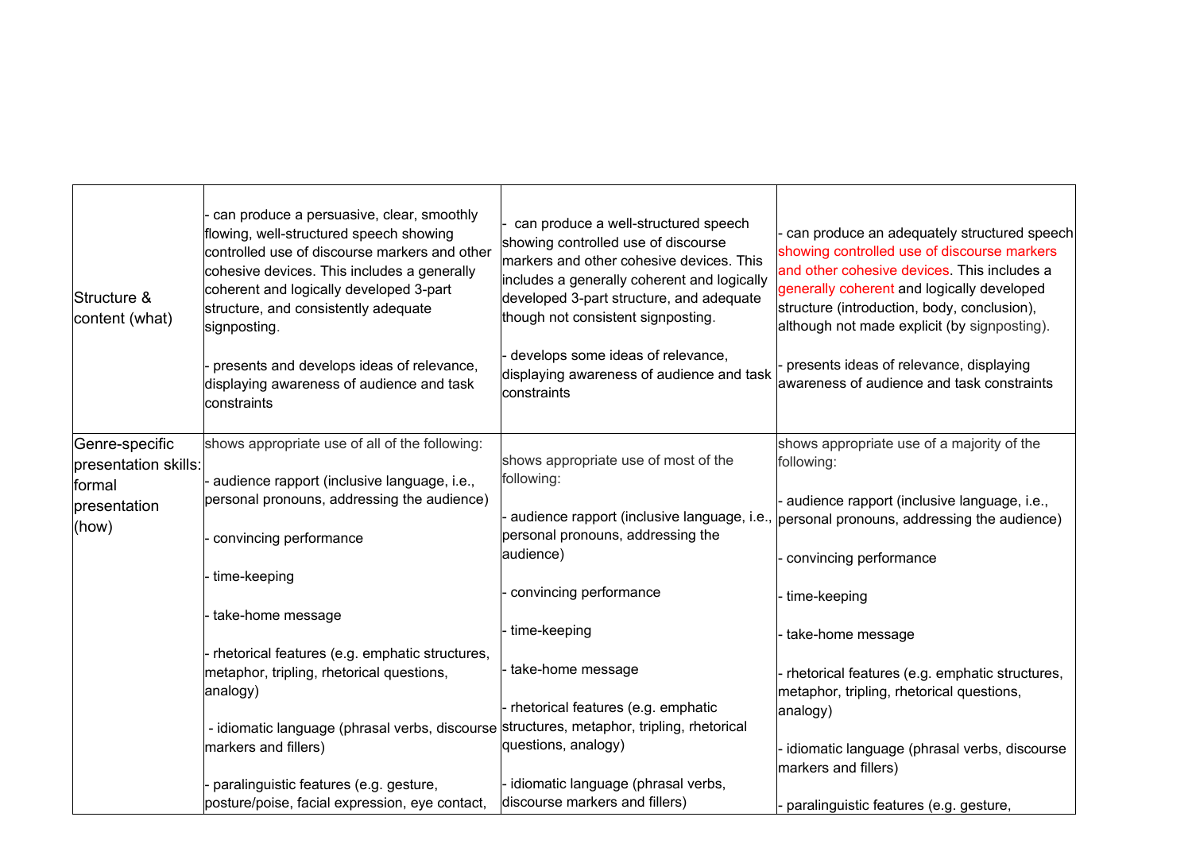| | | | |
|---|---|---|---|
| Structure & content (what) | - can produce a persuasive, clear, smoothly flowing, well-structured speech showing controlled use of discourse markers and other cohesive devices. This includes a generally coherent and logically developed 3-part structure, and consistently adequate signposting.<br><br>- presents and develops ideas of relevance, displaying awareness of audience and task constraints | - can produce a well-structured speech showing controlled use of discourse markers and other cohesive devices. This includes a generally coherent and logically developed 3-part structure, and adequate though not consistent signposting.<br><br>- develops some ideas of relevance, displaying awareness of audience and task constraints | - can produce an adequately structured speech showing controlled use of discourse markers and other cohesive devices. This includes a generally coherent and logically developed structure (introduction, body, conclusion), although not made explicit (by signposting).<br><br>- presents ideas of relevance, displaying awareness of audience and task constraints |
| Genre-specific presentation skills: formal presentation (how) | shows appropriate use of all of the following:<br><br>- audience rapport (inclusive language, i.e., personal pronouns, addressing the audience)<br><br>- convincing performance<br><br>- time-keeping<br><br>- take-home message<br><br>- rhetorical features (e.g. emphatic structures, metaphor, tripling, rhetorical questions, analogy)<br><br>- idiomatic language (phrasal verbs, discourse markers and fillers)<br><br>- paralinguistic features (e.g. gesture, posture/poise, facial expression, eye contact, | shows appropriate use of most of the following:<br><br>- audience rapport (inclusive language, i.e., personal pronouns, addressing the audience)<br><br>- convincing performance<br><br>- time-keeping<br><br>- take-home message<br><br>- rhetorical features (e.g. emphatic structures, metaphor, tripling, rhetorical questions, analogy)<br><br>- idiomatic language (phrasal verbs, discourse markers and fillers) | shows appropriate use of a majority of the following:<br><br>- audience rapport (inclusive language, i.e., personal pronouns, addressing the audience)<br><br>- convincing performance<br><br>- time-keeping<br><br>- take-home message<br><br>- rhetorical features (e.g. emphatic structures, metaphor, tripling, rhetorical questions, analogy)<br><br>- idiomatic language (phrasal verbs, discourse markers and fillers)<br><br>- paralinguistic features (e.g. gesture, |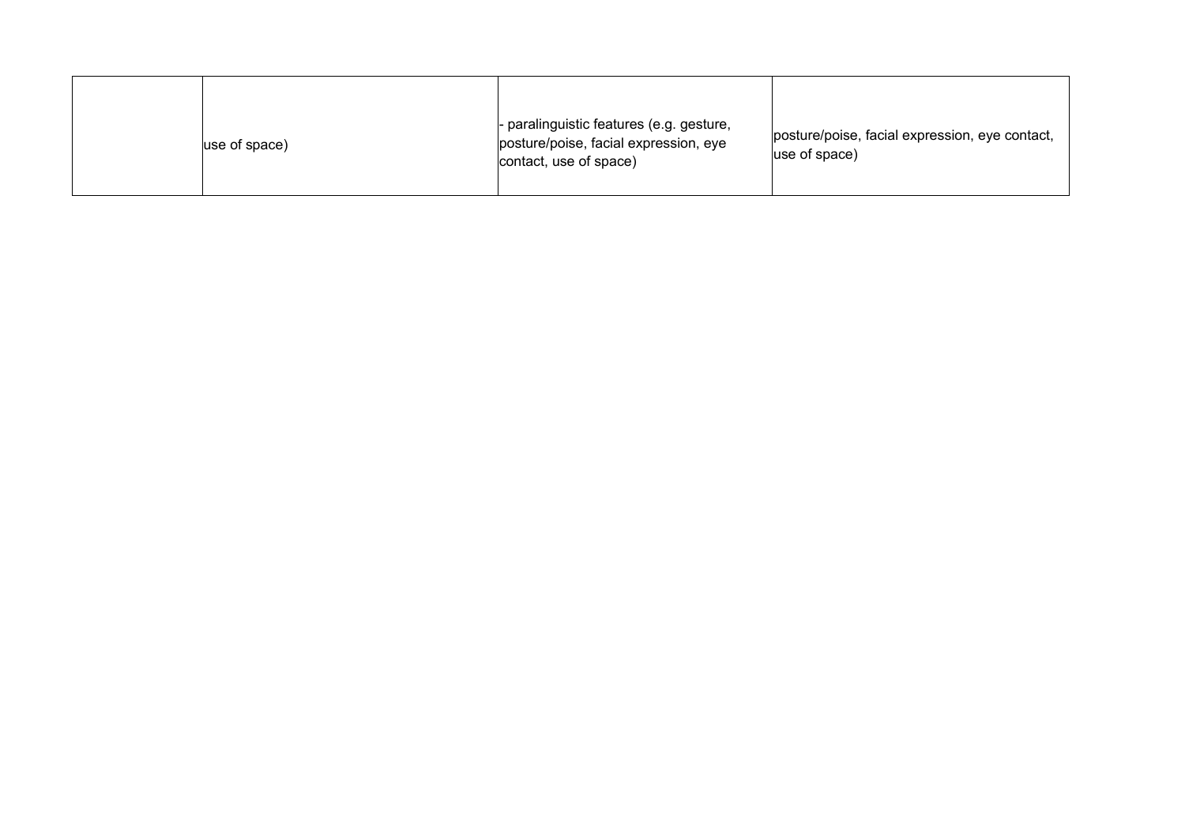| | | | |
|---|---|---|---|
| | use of space) | - paralinguistic features (e.g. gesture, posture/poise, facial expression, eye contact, use of space) | posture/poise, facial expression, eye contact, use of space) |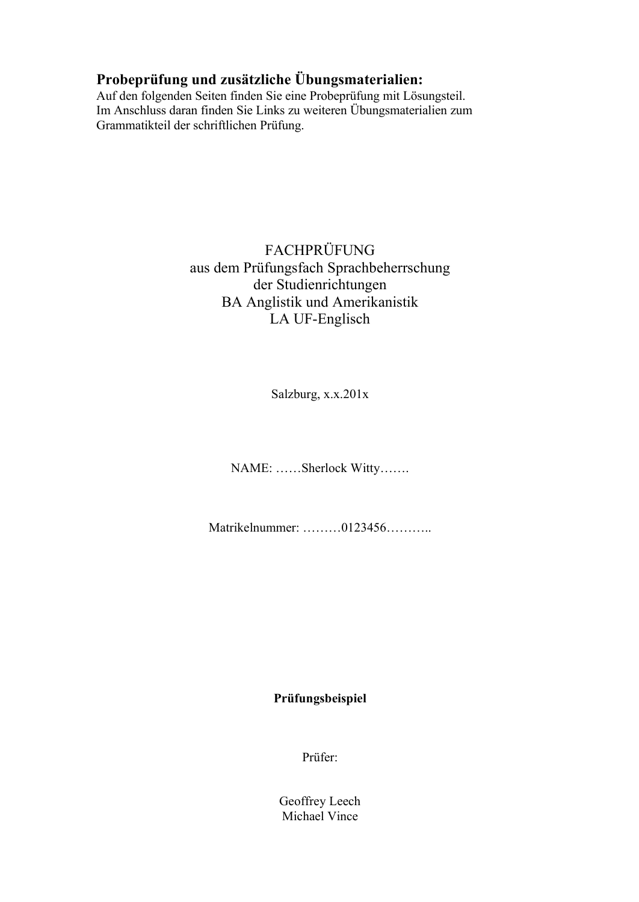## Probeprüfung und zusätzliche Übungsmaterialien:

Auf den folgenden Seiten finden Sie eine Probeprüfung mit Lösungsteil.
Im Anschluss daran finden Sie Links zu weiteren Übungsmaterialien zum Grammatikteil der schriftlichen Prüfung.

FACHPRÜFUNG
aus dem Prüfungsfach Sprachbeherrschung
der Studienrichtungen
BA Anglistik und Amerikanistik
LA UF-Englisch

Salzburg, x.x.201x

NAME: ……Sherlock Witty…….

Matrikelnummer: ………0123456………..

**Prüfungsbeispiel**

Prüfer:

Geoffrey Leech
Michael Vince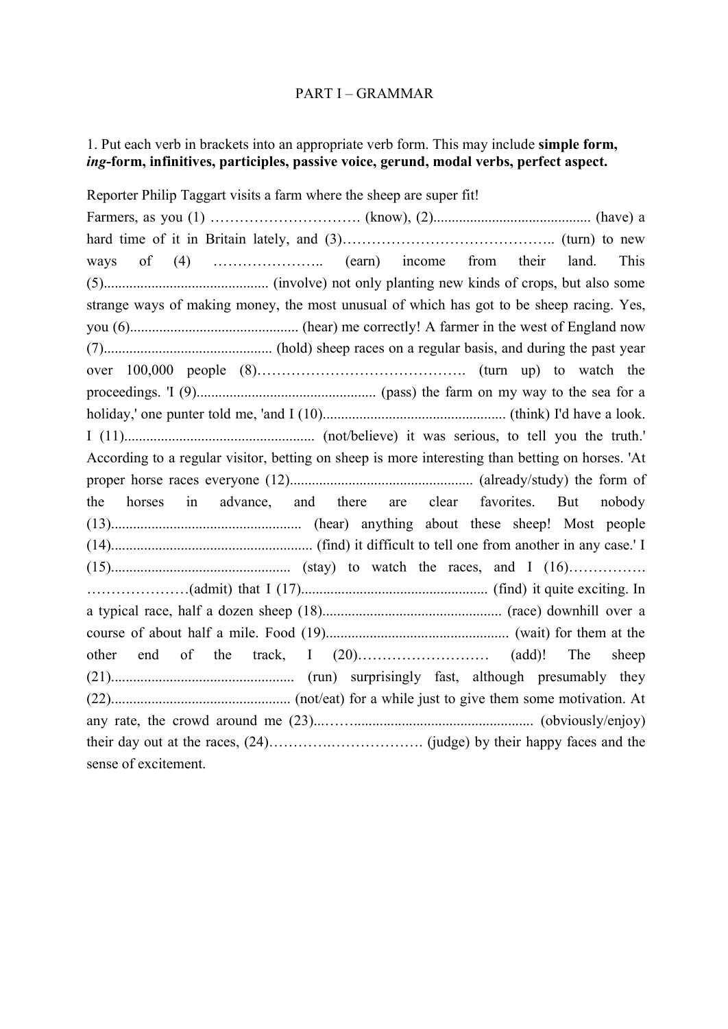PART I – GRAMMAR

1. Put each verb in brackets into an appropriate verb form. This may include **simple form, *ing*-form, infinitives, participles, passive voice, gerund, modal verbs, perfect aspect.**

Reporter Philip Taggart visits a farm where the sheep are super fit!

Farmers, as you (1) …………………………. (know), (2)......................................... (have) a hard time of it in Britain lately, and (3)…………………………………….. (turn) to new ways of (4) ………………….. (earn) income from their land. This (5)............................................ (involve) not only planting new kinds of crops, but also some strange ways of making money, the most unusual of which has got to be sheep racing. Yes, you (6)............................................. (hear) me correctly! A farmer in the west of England now (7)............................................. (hold) sheep races on a regular basis, and during the past year over 100,000 people (8)……………………………………. (turn up) to watch the proceedings. 'I (9)................................................ (pass) the farm on my way to the sea for a holiday,' one punter told me, 'and I (10)................................................. (think) I'd have a look. I (11)................................................... (not/believe) it was serious, to tell you the truth.' According to a regular visitor, betting on sheep is more interesting than betting on horses. 'At proper horse races everyone (12)................................................. (already/study) the form of the horses in advance, and there are clear favorites. But nobody (13)................................................... (hear) anything about these sheep! Most people (14)...................................................... (find) it difficult to tell one from another in any case.' I (15)................................................ (stay) to watch the races, and I (16)……………. …………………(admit) that I (17).................................................. (find) it quite exciting. In a typical race, half a dozen sheep (18)................................................ (race) downhill over a course of about half a mile. Food (19)................................................. (wait) for them at the other end of the track, I (20)……………………… (add)! The sheep (21)................................................. (run) surprisingly fast, although presumably they (22)................................................ (not/eat) for a while just to give them some motivation. At any rate, the crowd around me (23)..……................................................. (obviously/enjoy) their day out at the races, (24)…………….………………. (judge) by their happy faces and the sense of excitement.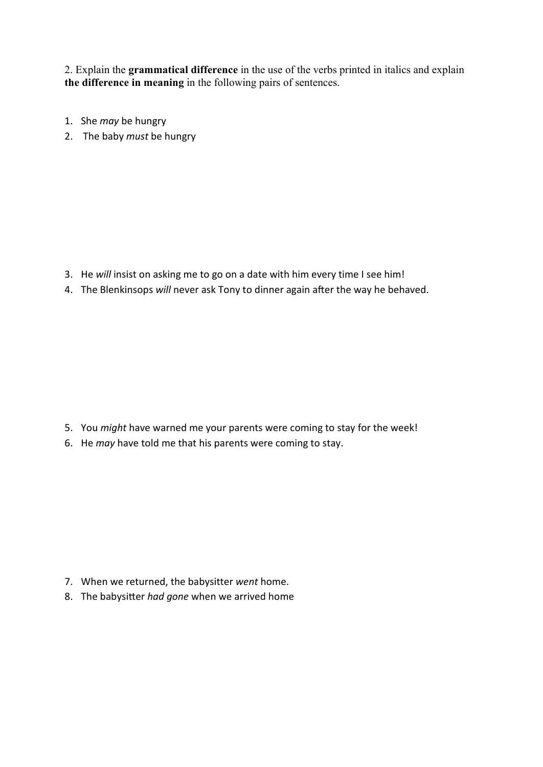2. Explain the **grammatical difference** in the use of the verbs printed in italics and explain **the difference in meaning** in the following pairs of sentences.

1. She *may* be hungry
2. The baby *must* be hungry

3. He *will* insist on asking me to go on a date with him every time I see him!
4. The Blenkinsops *will* never ask Tony to dinner again after the way he behaved.

5. You *might* have warned me your parents were coming to stay for the week!
6. He *may* have told me that his parents were coming to stay.

7. When we returned, the babysitter *went* home.
8. The babysitter *had gone* when we arrived home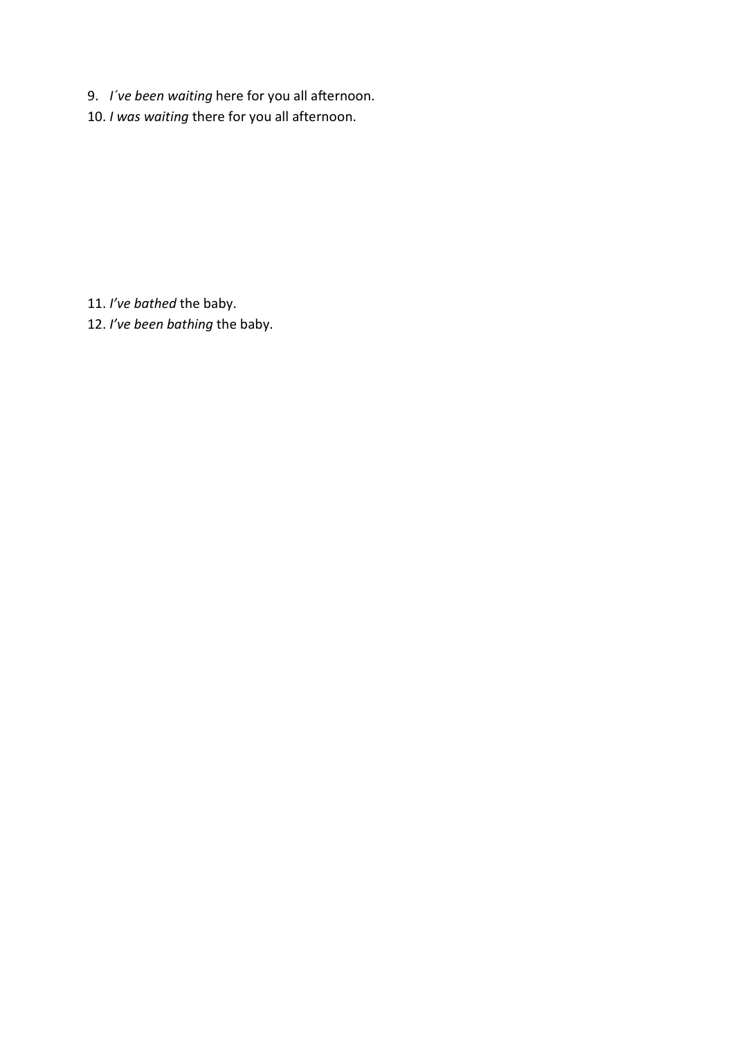9. *I´ve been waiting* here for you all afternoon.
10. *I was waiting* there for you all afternoon.

11. *I've bathed* the baby.
12. *I've been bathing* the baby.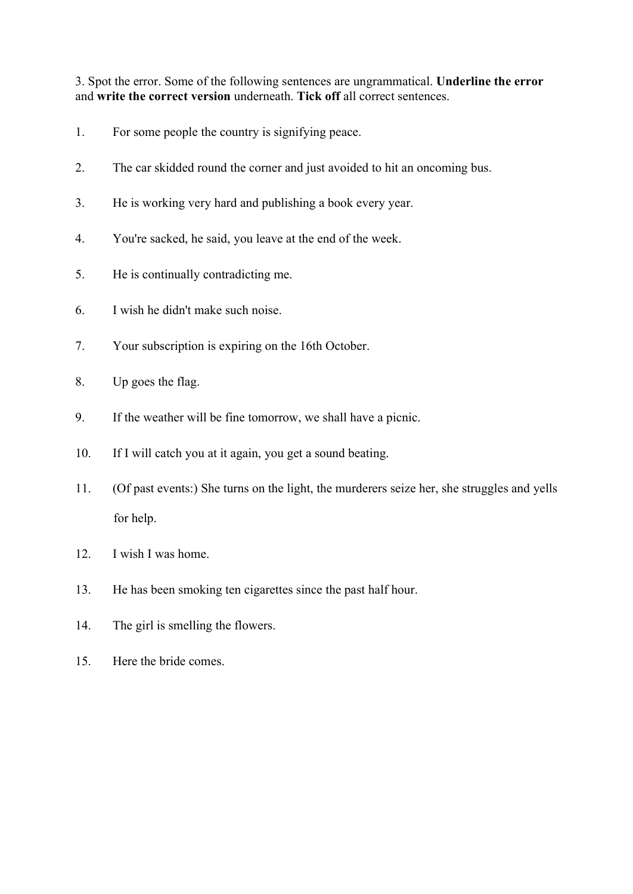3. Spot the error. Some of the following sentences are ungrammatical. **Underline the error** and **write the correct version** underneath. **Tick off** all correct sentences.

1. For some people the country is signifying peace.
2. The car skidded round the corner and just avoided to hit an oncoming bus.
3. He is working very hard and publishing a book every year.
4. You're sacked, he said, you leave at the end of the week.
5. He is continually contradicting me.
6. I wish he didn't make such noise.
7. Your subscription is expiring on the 16th October.
8. Up goes the flag.
9. If the weather will be fine tomorrow, we shall have a picnic.
10. If I will catch you at it again, you get a sound beating.
11. (Of past events:) She turns on the light, the murderers seize her, she struggles and yells for help.
12. I wish I was home.
13. He has been smoking ten cigarettes since the past half hour.
14. The girl is smelling the flowers.
15. Here the bride comes.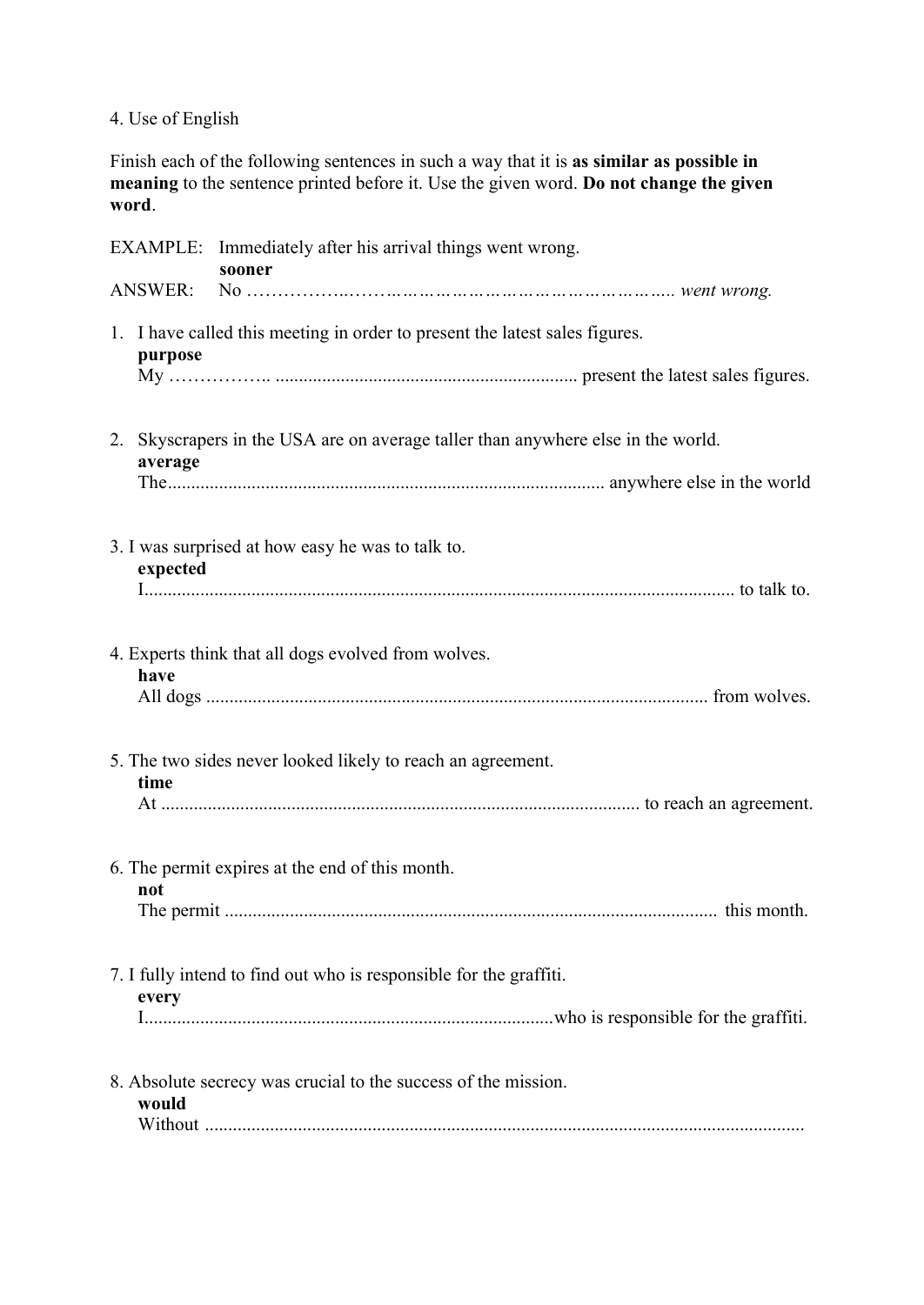4. Use of English

Finish each of the following sentences in such a way that it is **as similar as possible in meaning** to the sentence printed before it. Use the given word. **Do not change the given word**.

EXAMPLE: Immediately after his arrival things went wrong.
**sooner**
ANSWER: No ……………..……………………………………………….. *went wrong.*

1. I have called this meeting in order to present the latest sales figures.
   **purpose**
   My …………….. ................................................................ present the latest sales figures.

2. Skyscrapers in the USA are on average taller than anywhere else in the world.
   **average**
   The............................................................................................ anywhere else in the world

3. I was surprised at how easy he was to talk to.
   **expected**
   I.............................................................................................................................. to talk to.

4. Experts think that all dogs evolved from wolves.
   **have**
   All dogs ........................................................................................................... from wolves.

5. The two sides never looked likely to reach an agreement.
   **time**
   At ....................................................................................................... to reach an agreement.

6. The permit expires at the end of this month.
   **not**
   The permit ......................................................................................................... this month.

7. I fully intend to find out who is responsible for the graffiti.
   **every**
   I.......................................................................................who is responsible for the graffiti.

8. Absolute secrecy was crucial to the success of the mission.
   **would**
   Without ................................................................................................................................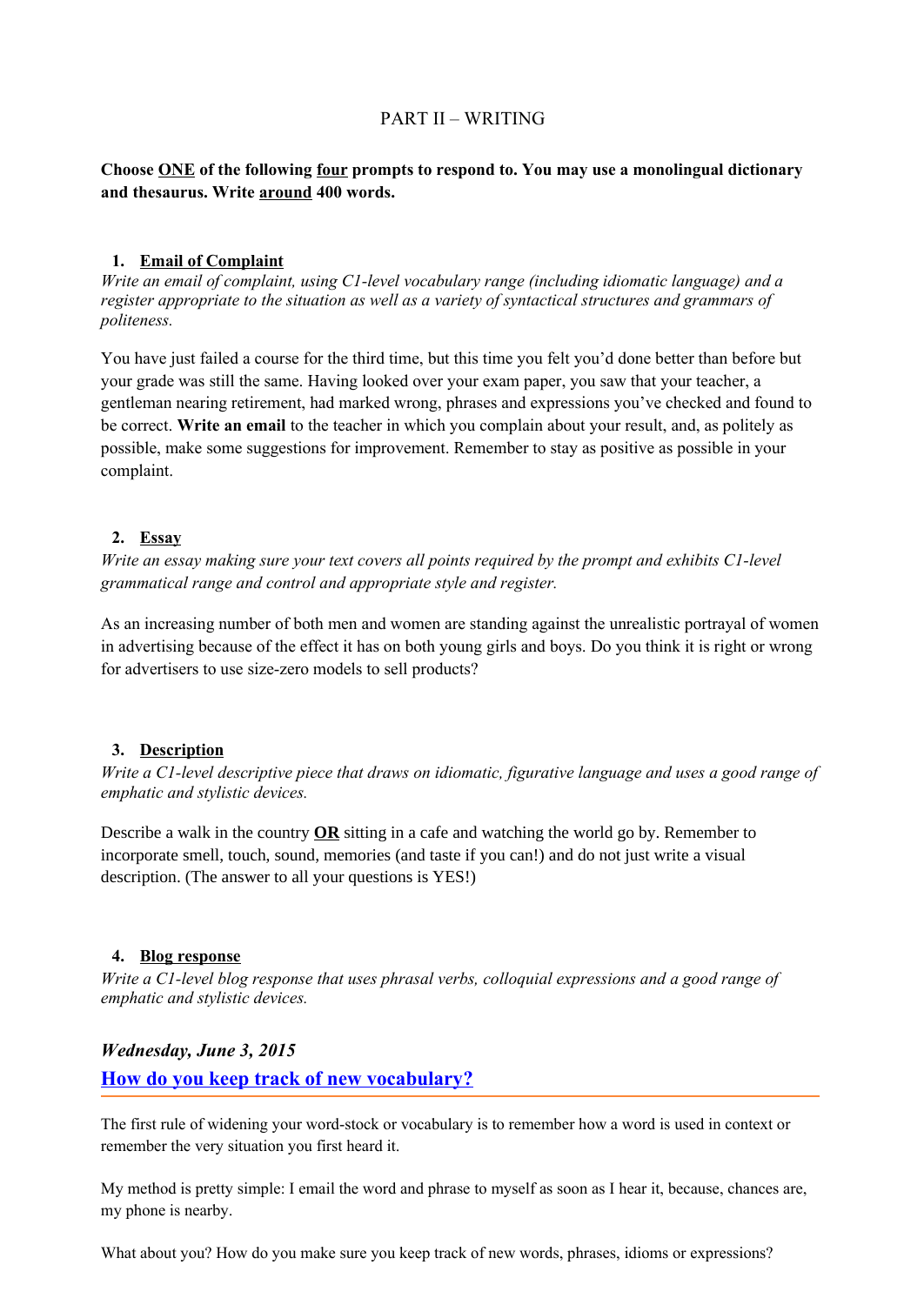# PART II – WRITING

**Choose <u>ONE</u> of the following <u>four</u> prompts to respond to. You may use a monolingual dictionary and thesaurus. Write <u>around</u> 400 words.**

## 1. Email of Complaint

*Write an email of complaint, using C1-level vocabulary range (including idiomatic language) and a register appropriate to the situation as well as a variety of syntactical structures and grammars of politeness.*

You have just failed a course for the third time, but this time you felt you'd done better than before but your grade was still the same. Having looked over your exam paper, you saw that your teacher, a gentleman nearing retirement, had marked wrong, phrases and expressions you've checked and found to be correct. **Write an email** to the teacher in which you complain about your result, and, as politely as possible, make some suggestions for improvement. Remember to stay as positive as possible in your complaint.

## 2. Essay

*Write an essay making sure your text covers all points required by the prompt and exhibits C1-level grammatical range and control and appropriate style and register.*

As an increasing number of both men and women are standing against the unrealistic portrayal of women in advertising because of the effect it has on both young girls and boys. Do you think it is right or wrong for advertisers to use size-zero models to sell products?

## 3. Description

*Write a C1-level descriptive piece that draws on idiomatic, figurative language and uses a good range of emphatic and stylistic devices.*

Describe a walk in the country **<u>OR</u>** sitting in a cafe and watching the world go by. Remember to incorporate smell, touch, sound, memories (and taste if you can!) and do not just write a visual description. (The answer to all your questions is YES!)

## 4. Blog response

*Write a C1-level blog response that uses phrasal verbs, colloquial expressions and a good range of emphatic and stylistic devices.*

### *Wednesday, June 3, 2015*

### How do you keep track of new vocabulary?

The first rule of widening your word-stock or vocabulary is to remember how a word is used in context or remember the very situation you first heard it.

My method is pretty simple: I email the word and phrase to myself as soon as I hear it, because, chances are, my phone is nearby.

What about you? How do you make sure you keep track of new words, phrases, idioms or expressions?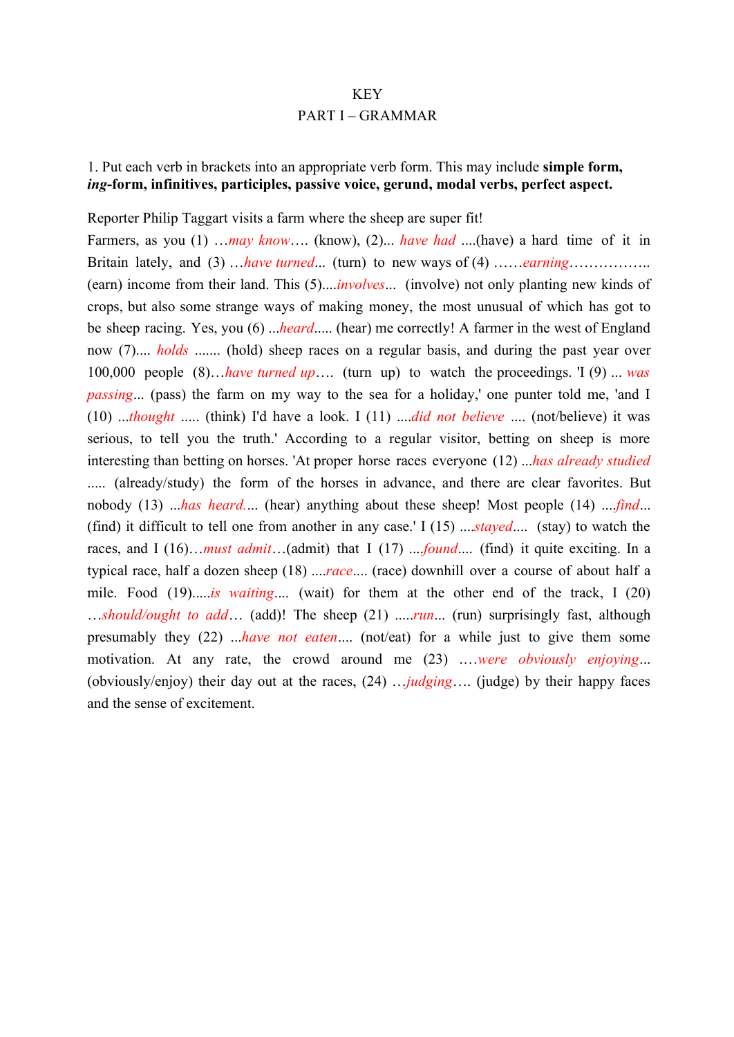KEY

PART I – GRAMMAR

1. Put each verb in brackets into an appropriate verb form. This may include **simple form, *ing*-form, infinitives, participles, passive voice, gerund, modal verbs, perfect aspect.**

Reporter Philip Taggart visits a farm where the sheep are super fit!

Farmers, as you (1) …*may know*…. (know), (2)... *have had* ....(have) a hard time of it in Britain lately, and (3) …*have turned*... (turn) to new ways of (4) ……*earning*…………….. (earn) income from their land. This (5)....*involves*... (involve) not only planting new kinds of crops, but also some strange ways of making money, the most unusual of which has got to be sheep racing. Yes, you (6) ...*heard*..... (hear) me correctly! A farmer in the west of England now (7).... *holds* ....... (hold) sheep races on a regular basis, and during the past year over 100,000 people (8)…*have turned up*…. (turn up) to watch the proceedings. 'I (9) ... *was passing*... (pass) the farm on my way to the sea for a holiday,' one punter told me, 'and I (10) ...*thought* ..... (think) I'd have a look. I (11) ....*did not believe* .... (not/believe) it was serious, to tell you the truth.' According to a regular visitor, betting on sheep is more interesting than betting on horses. 'At proper horse races everyone (12) ...*has already studied* ..... (already/study) the form of the horses in advance, and there are clear favorites. But nobody (13) ...*has heard*.... (hear) anything about these sheep! Most people (14) ....*find*... (find) it difficult to tell one from another in any case.' I (15) ....*stayed*.... (stay) to watch the races, and I (16)…*must admit*…(admit) that I (17) ....*found*.... (find) it quite exciting. In a typical race, half a dozen sheep (18) ....*race*.... (race) downhill over a course of about half a mile. Food (19).....*is waiting*.... (wait) for them at the other end of the track, I (20) …*should/ought to add*… (add)! The sheep (21) .....*run*... (run) surprisingly fast, although presumably they (22) ...*have not eaten*.... (not/eat) for a while just to give them some motivation. At any rate, the crowd around me (23) ….*were obviously enjoying*... (obviously/enjoy) their day out at the races, (24) …*judging*…. (judge) by their happy faces and the sense of excitement.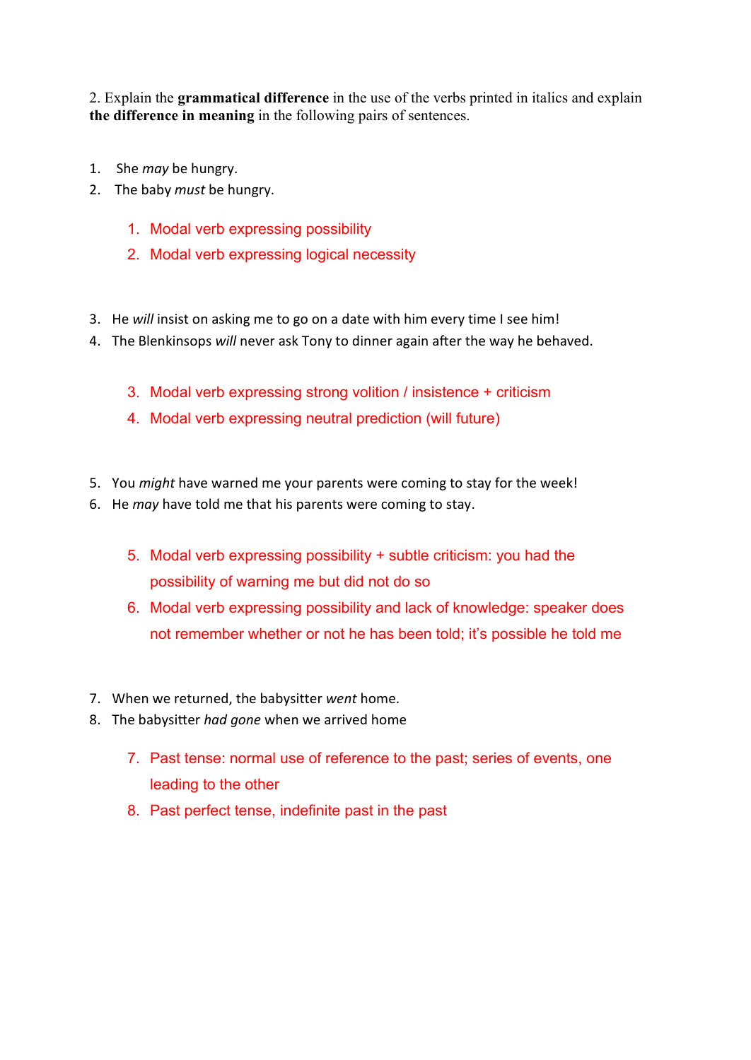2. Explain the **grammatical difference** in the use of the verbs printed in italics and explain **the difference in meaning** in the following pairs of sentences.

1. She *may* be hungry.
2. The baby *must* be hungry.

   1. Modal verb expressing possibility
   2. Modal verb expressing logical necessity

3. He *will* insist on asking me to go on a date with him every time I see him!
4. The Blenkinsops *will* never ask Tony to dinner again after the way he behaved.

   3. Modal verb expressing strong volition / insistence + criticism
   4. Modal verb expressing neutral prediction (will future)

5. You *might* have warned me your parents were coming to stay for the week!
6. He *may* have told me that his parents were coming to stay.

   5. Modal verb expressing possibility + subtle criticism: you had the possibility of warning me but did not do so
   6. Modal verb expressing possibility and lack of knowledge: speaker does not remember whether or not he has been told; it's possible he told me

7. When we returned, the babysitter *went* home.
8. The babysitter *had gone* when we arrived home

   7. Past tense: normal use of reference to the past; series of events, one leading to the other
   8. Past perfect tense, indefinite past in the past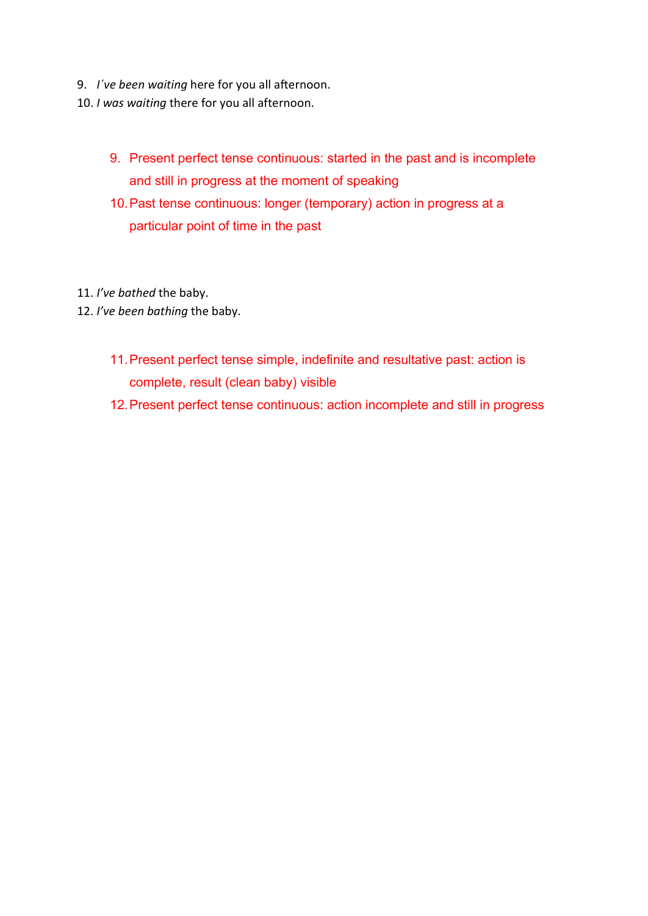9. *I´ve been waiting* here for you all afternoon.
10. *I was waiting* there for you all afternoon.

   9. Present perfect tense continuous: started in the past and is incomplete and still in progress at the moment of speaking
   10. Past tense continuous: longer (temporary) action in progress at a particular point of time in the past

11. *I've bathed* the baby.
12. *I've been bathing* the baby.

   11. Present perfect tense simple, indefinite and resultative past: action is complete, result (clean baby) visible
   12. Present perfect tense continuous: action incomplete and still in progress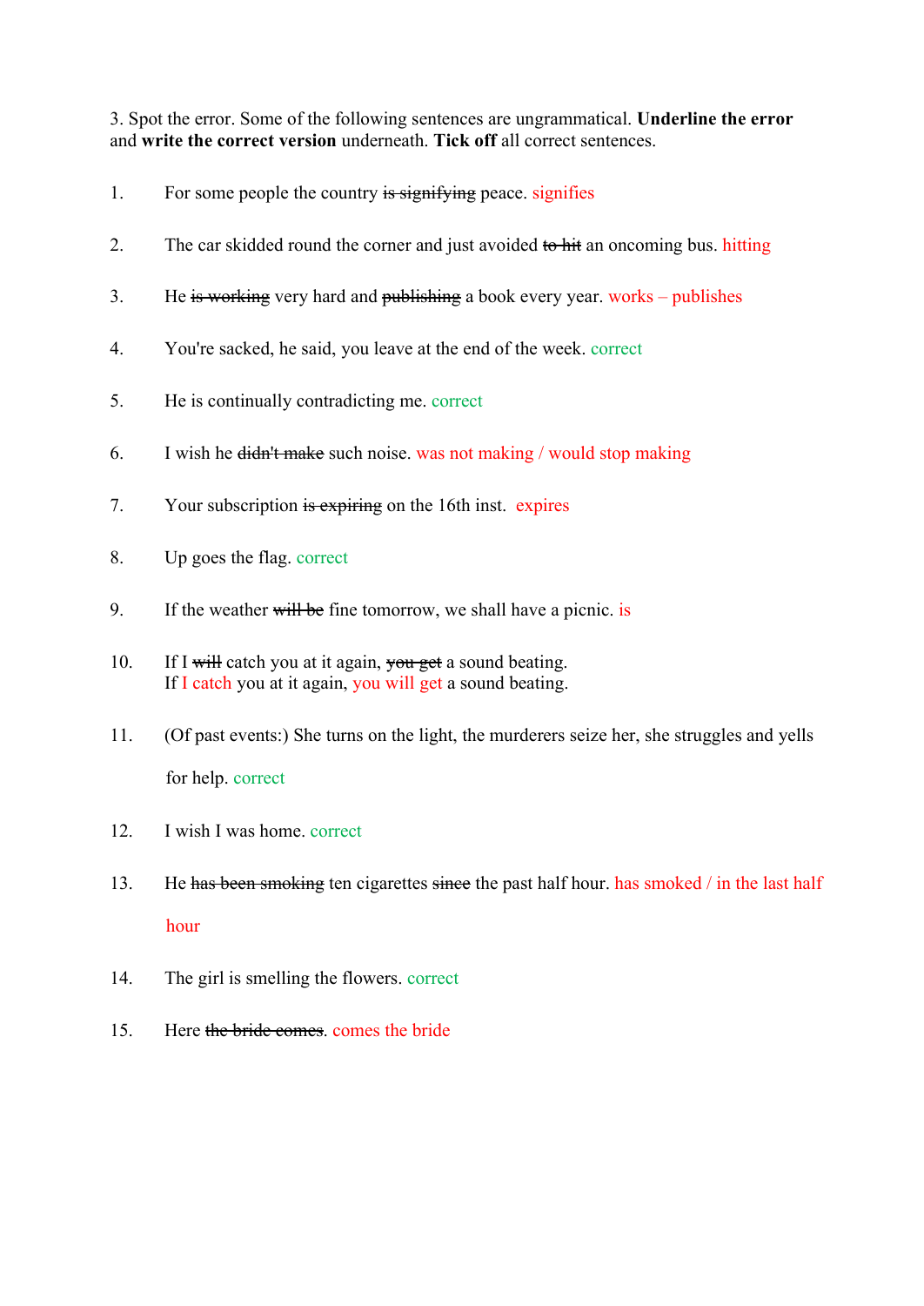3. Spot the error. Some of the following sentences are ungrammatical. **Underline the error** and **write the correct version** underneath. **Tick off** all correct sentences.

1. For some people the country ~~is signifying~~ peace. signifies

2. The car skidded round the corner and just avoided ~~to hit~~ an oncoming bus. hitting

3. He ~~is working~~ very hard and ~~publishing~~ a book every year. works – publishes

4. You're sacked, he said, you leave at the end of the week. correct

5. He is continually contradicting me. correct

6. I wish he ~~didn't make~~ such noise. was not making / would stop making

7. Your subscription ~~is expiring~~ on the 16th inst. expires

8. Up goes the flag. correct

9. If the weather ~~will be~~ fine tomorrow, we shall have a picnic. is

10. If I ~~will~~ catch you at it again, ~~you get~~ a sound beating.
    If I catch you at it again, you will get a sound beating.

11. (Of past events:) She turns on the light, the murderers seize her, she struggles and yells for help. correct

12. I wish I was home. correct

13. He ~~has been smoking~~ ten cigarettes ~~since~~ the past half hour. has smoked / in the last half hour

14. The girl is smelling the flowers. correct

15. Here ~~the bride comes~~. comes the bride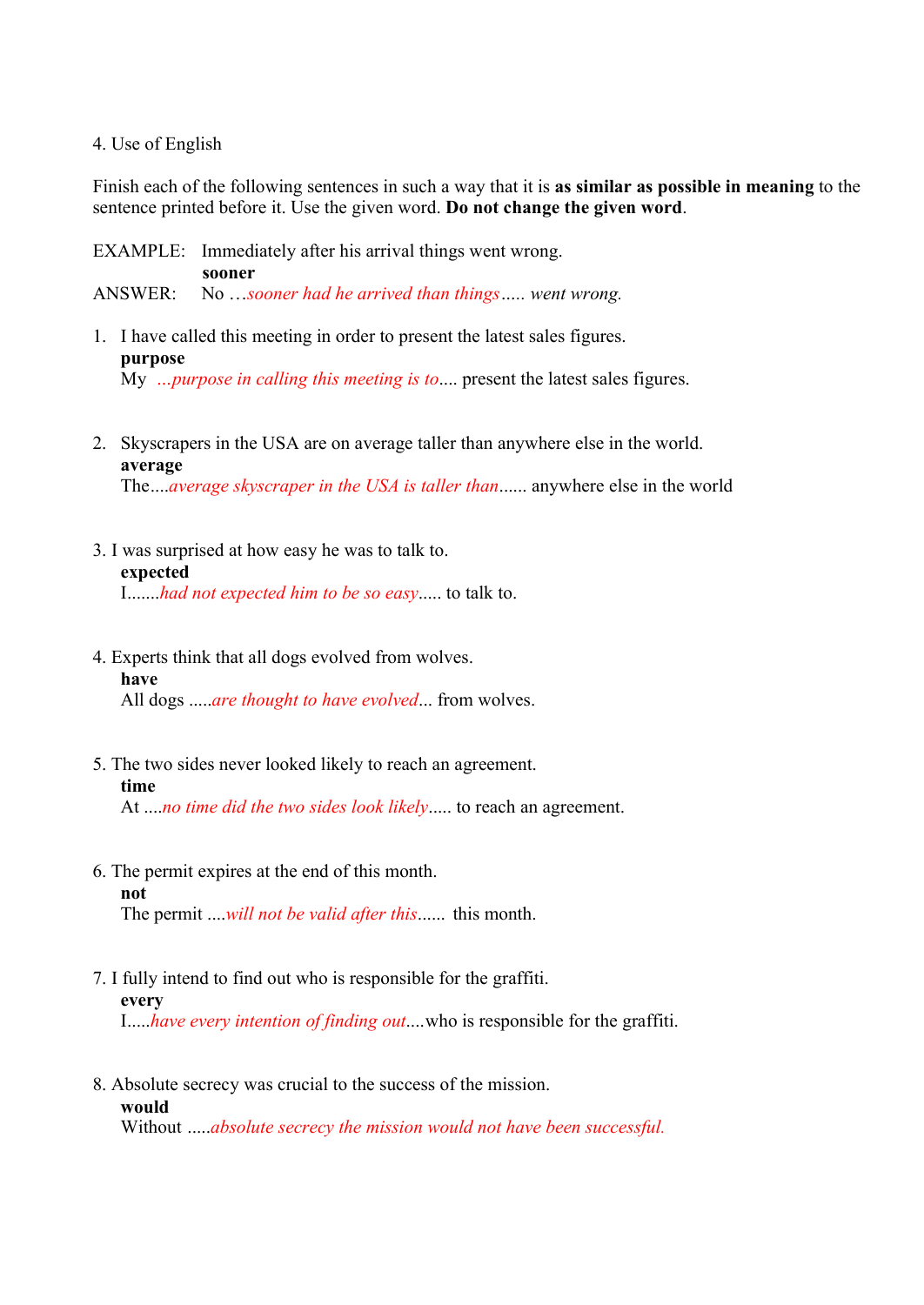4. Use of English

Finish each of the following sentences in such a way that it is **as similar as possible in meaning** to the sentence printed before it. Use the given word. **Do not change the given word**.

EXAMPLE: Immediately after his arrival things went wrong.
**sooner**
ANSWER: No …*sooner had he arrived than things*….. *went wrong.*

1. I have called this meeting in order to present the latest sales figures.
   **purpose**
   My *...purpose in calling this meeting is to*.... present the latest sales figures.

2. Skyscrapers in the USA are on average taller than anywhere else in the world.
   **average**
   The....*average skyscraper in the USA is taller than*...... anywhere else in the world

3. I was surprised at how easy he was to talk to.
   **expected**
   I.......*had not expected him to be so easy*..... to talk to.

4. Experts think that all dogs evolved from wolves.
   **have**
   All dogs .....*are thought to have evolved*... from wolves.

5. The two sides never looked likely to reach an agreement.
   **time**
   At ....*no time did the two sides look likely*..... to reach an agreement.

6. The permit expires at the end of this month.
   **not**
   The permit ....*will not be valid after this*...... this month.

7. I fully intend to find out who is responsible for the graffiti.
   **every**
   I.....*have every intention of finding out*....who is responsible for the graffiti.

8. Absolute secrecy was crucial to the success of the mission.
   **would**
   Without .....*absolute secrecy the mission would not have been successful.*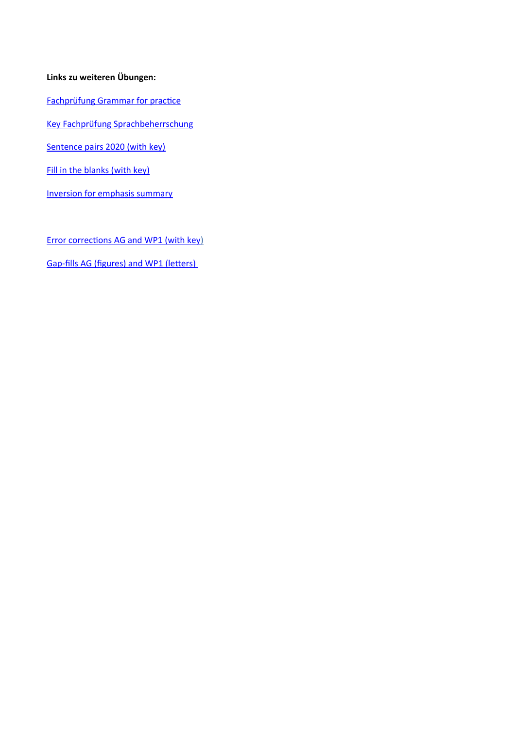**Links zu weiteren Übungen:**

Fachprüfung Grammar for practice

Key Fachprüfung Sprachbeherrschung

Sentence pairs 2020 (with key)

Fill in the blanks (with key)

Inversion for emphasis summary

Error corrections AG and WP1 (with key)

Gap-fills AG (figures) and WP1 (letters)